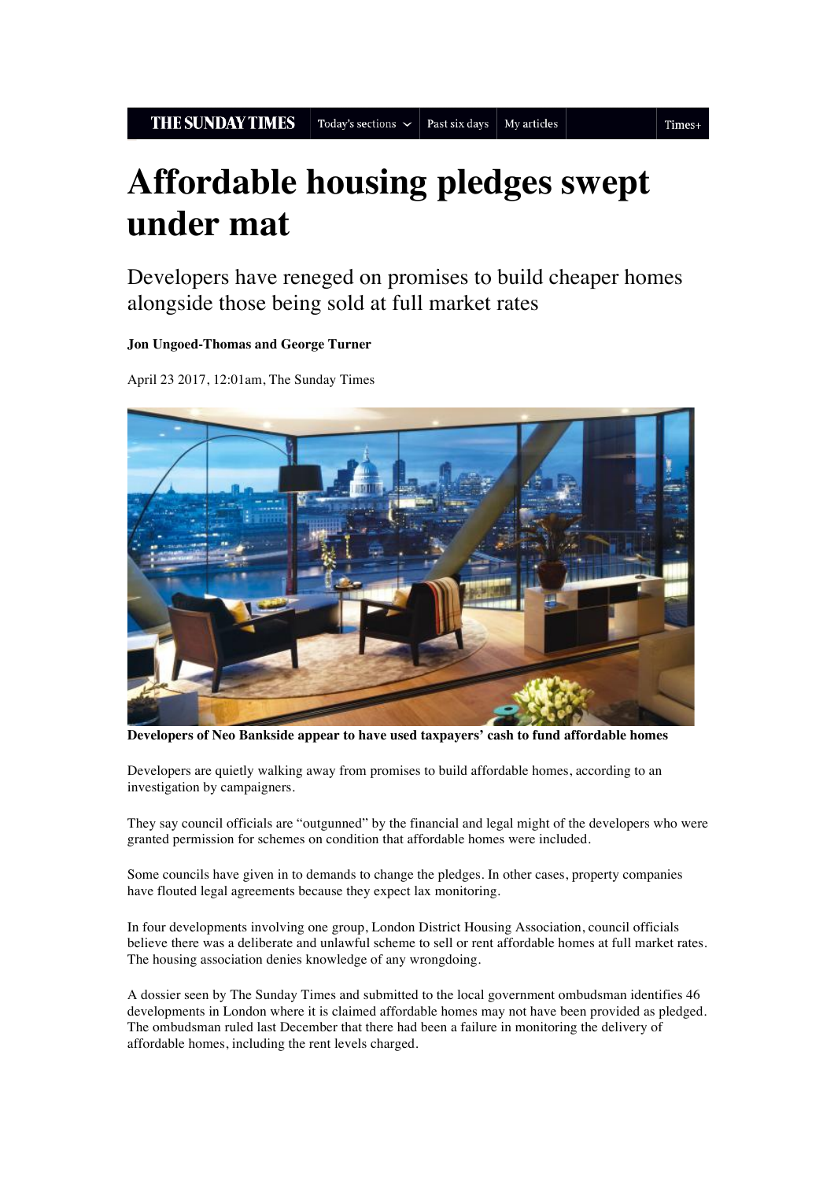# Affordable housing pledges swept under mat

Developers have reneged on promises to build cheaper homes alongside those being sold at full market rates

**Jon Ungoed-Thomas and George Turner**

April 23 2017, 12:01am, The Sunday Times

**Developers of Neo Bankside appear to have used taxpayers' cash to fund affordable homes**

Developers are quietly walking away from promises to build affordable homes, according to an investigation by campaigners.

They say council officials are "outgunned" by the financial and legal might of the developers who were granted permission for schemes on condition that affordable homes were included.

Some councils have given in to demands to change the pledges. In other cases, property companies have flouted legal agreements because they expect lax monitoring.

In four developments involving one group, London District Housing Association, council officials believe there was a deliberate and unlawful scheme to sell or rent affordable homes at full market rates. The housing association denies knowledge of any wrongdoing.

A dossier seen by The Sunday Times and submitted to the local government ombudsman identifies 46 developments in London where it is claimed affordable homes may not have been provided as pledged. The ombudsman ruled last December that there had been a failure in monitoring the delivery of affordable homes, including the rent levels charged.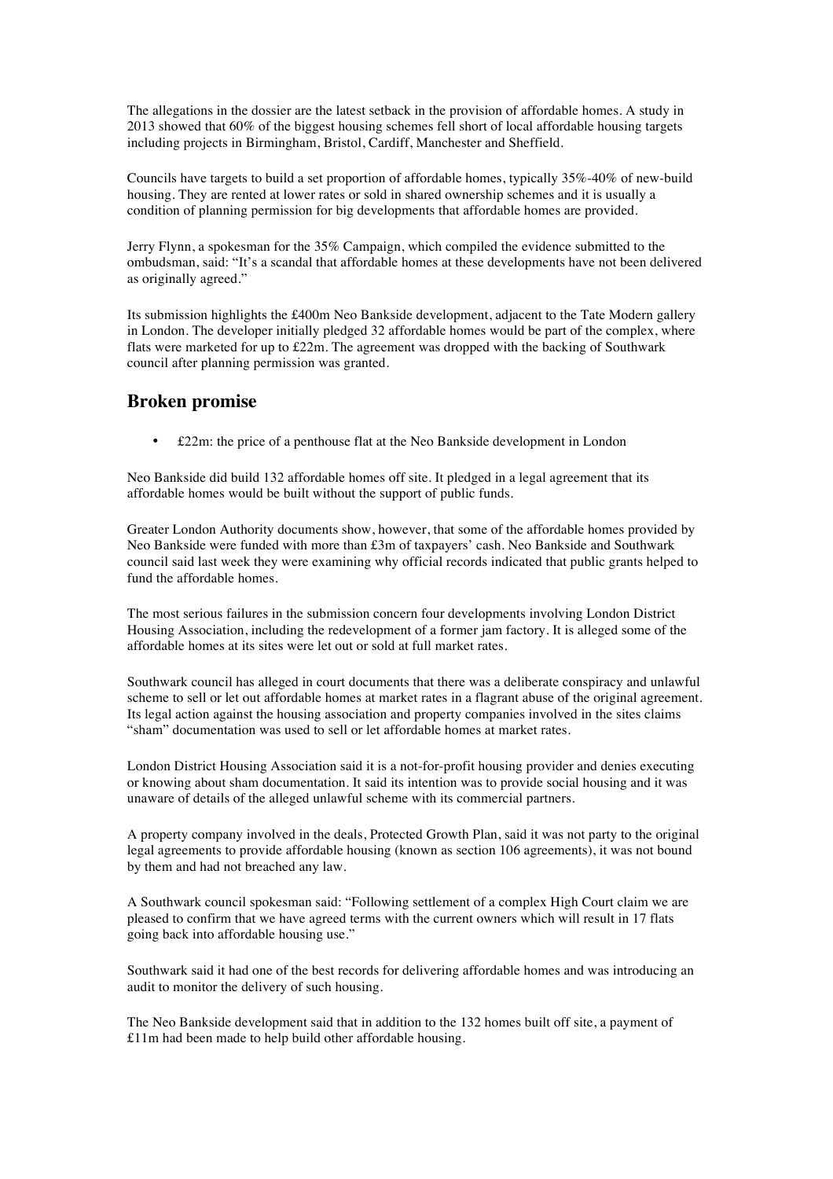The allegations in the dossier are the latest setback in the provision of affordable homes. A study in 2013 showed that 60% of the biggest housing schemes fell short of local affordable housing targets including projects in Birmingham, Bristol, Cardiff, Manchester and Sheffield.

Councils have targets to build a set proportion of affordable homes, typically 35%-40% of new-build housing. They are rented at lower rates or sold in shared ownership schemes and it is usually a condition of planning permission for big developments that affordable homes are provided.

Jerry Flynn, a spokesman for the 35% Campaign, which compiled the evidence submitted to the ombudsman, said: "It's a scandal that affordable homes at these developments have not been delivered as originally agreed."

Its submission highlights the £400m Neo Bankside development, adjacent to the Tate Modern gallery in London. The developer initially pledged 32 affordable homes would be part of the complex, where flats were marketed for up to £22m. The agreement was dropped with the backing of Southwark council after planning permission was granted.

## Broken promise

- £22m: the price of a penthouse flat at the Neo Bankside development in London

Neo Bankside did build 132 affordable homes off site. It pledged in a legal agreement that its affordable homes would be built without the support of public funds.

Greater London Authority documents show, however, that some of the affordable homes provided by Neo Bankside were funded with more than £3m of taxpayers' cash. Neo Bankside and Southwark council said last week they were examining why official records indicated that public grants helped to fund the affordable homes.

The most serious failures in the submission concern four developments involving London District Housing Association, including the redevelopment of a former jam factory. It is alleged some of the affordable homes at its sites were let out or sold at full market rates.

Southwark council has alleged in court documents that there was a deliberate conspiracy and unlawful scheme to sell or let out affordable homes at market rates in a flagrant abuse of the original agreement. Its legal action against the housing association and property companies involved in the sites claims "sham" documentation was used to sell or let affordable homes at market rates.

London District Housing Association said it is a not-for-profit housing provider and denies executing or knowing about sham documentation. It said its intention was to provide social housing and it was unaware of details of the alleged unlawful scheme with its commercial partners.

A property company involved in the deals, Protected Growth Plan, said it was not party to the original legal agreements to provide affordable housing (known as section 106 agreements), it was not bound by them and had not breached any law.

A Southwark council spokesman said: "Following settlement of a complex High Court claim we are pleased to confirm that we have agreed terms with the current owners which will result in 17 flats going back into affordable housing use."

Southwark said it had one of the best records for delivering affordable homes and was introducing an audit to monitor the delivery of such housing.

The Neo Bankside development said that in addition to the 132 homes built off site, a payment of £11m had been made to help build other affordable housing.